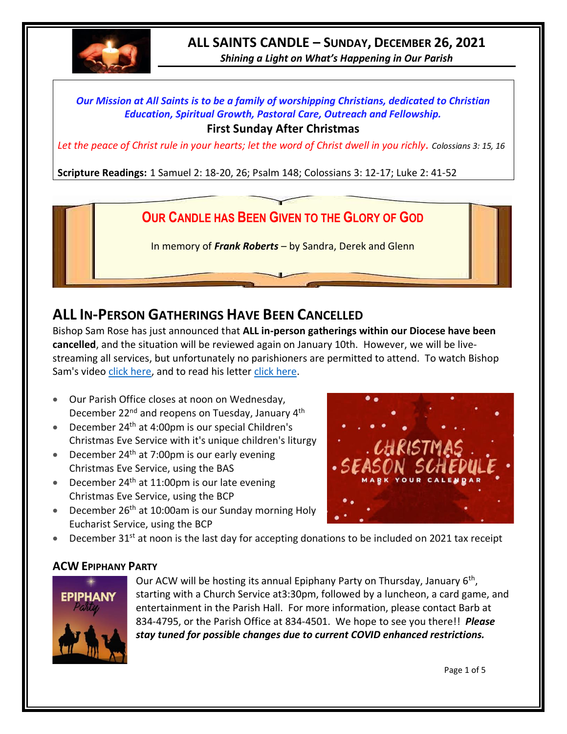# ALL SAINTS CANDLE – SUNDAY, DECEMBER 26, 2021

***Shining a Light on What's Happening in Our Parish***

*Our Mission at All Saints is to be a family of worshipping Christians, dedicated to Christian Education, Spiritual Growth, Pastoral Care, Outreach and Fellowship.*

**First Sunday After Christmas**

*Let the peace of Christ rule in your hearts; let the word of Christ dwell in you richly.* Colossians 3: 15, 16

**Scripture Readings:** 1 Samuel 2: 18-20, 26; Psalm 148; Colossians 3: 12-17; Luke 2: 41-52

## OUR CANDLE HAS BEEN GIVEN TO THE GLORY OF GOD

In memory of ***Frank Roberts*** – by Sandra, Derek and Glenn

## ALL IN-PERSON GATHERINGS HAVE BEEN CANCELLED

Bishop Sam Rose has just announced that **ALL in-person gatherings within our Diocese have been cancelled**, and the situation will be reviewed again on January 10th. However, we will be live-streaming all services, but unfortunately no parishioners are permitted to attend. To watch Bishop Sam's video click here, and to read his letter click here.

- Our Parish Office closes at noon on Wednesday, December 22nd and reopens on Tuesday, January 4th
- December 24th at 4:00pm is our special Children's Christmas Eve Service with it's unique children's liturgy
- December 24th at 7:00pm is our early evening Christmas Eve Service, using the BAS
- December 24th at 11:00pm is our late evening Christmas Eve Service, using the BCP
- December 26th at 10:00am is our Sunday morning Holy Eucharist Service, using the BCP
- December 31st at noon is the last day for accepting donations to be included on 2021 tax receipt

### ACW EPIPHANY PARTY

Our ACW will be hosting its annual Epiphany Party on Thursday, January 6th, starting with a Church Service at3:30pm, followed by a luncheon, a card game, and entertainment in the Parish Hall. For more information, please contact Barb at 834-4795, or the Parish Office at 834-4501. We hope to see you there!! ***Please stay tuned for possible changes due to current COVID enhanced restrictions.***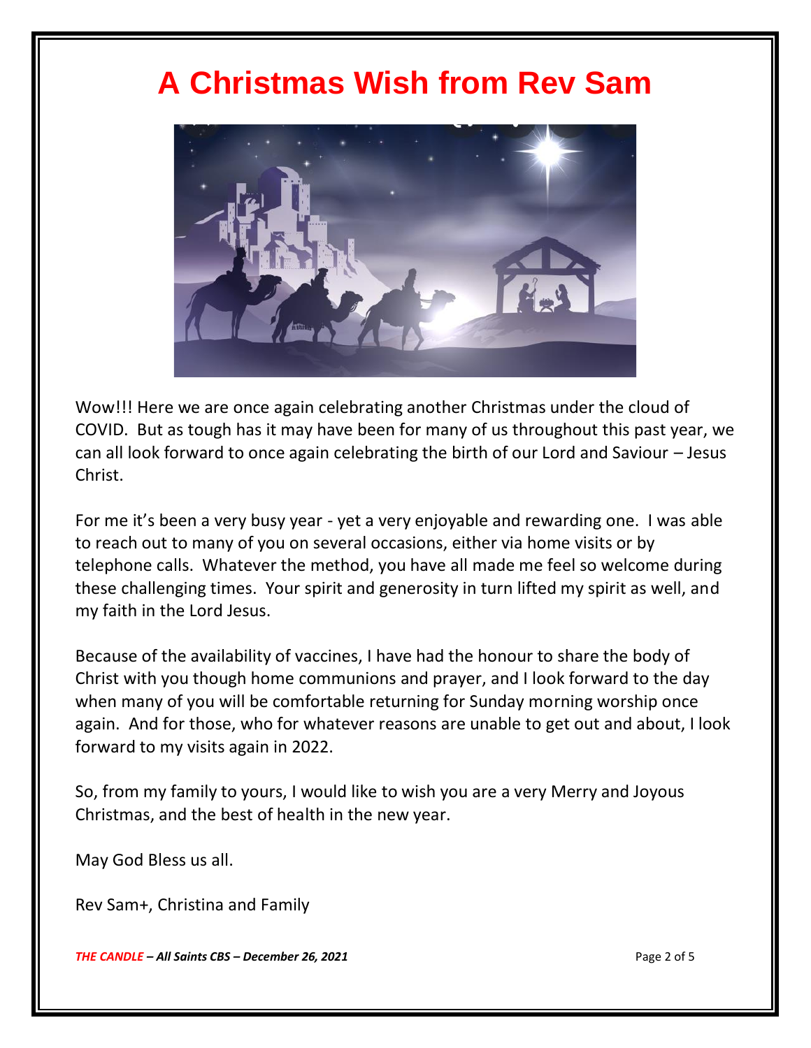# A Christmas Wish from Rev Sam

Wow!!! Here we are once again celebrating another Christmas under the cloud of COVID. But as tough has it may have been for many of us throughout this past year, we can all look forward to once again celebrating the birth of our Lord and Saviour – Jesus Christ.

For me it's been a very busy year - yet a very enjoyable and rewarding one. I was able to reach out to many of you on several occasions, either via home visits or by telephone calls. Whatever the method, you have all made me feel so welcome during these challenging times. Your spirit and generosity in turn lifted my spirit as well, and my faith in the Lord Jesus.

Because of the availability of vaccines, I have had the honour to share the body of Christ with you though home communions and prayer, and I look forward to the day when many of you will be comfortable returning for Sunday morning worship once again. And for those, who for whatever reasons are unable to get out and about, I look forward to my visits again in 2022.

So, from my family to yours, I would like to wish you are a very Merry and Joyous Christmas, and the best of health in the new year.

May God Bless us all.

Rev Sam+, Christina and Family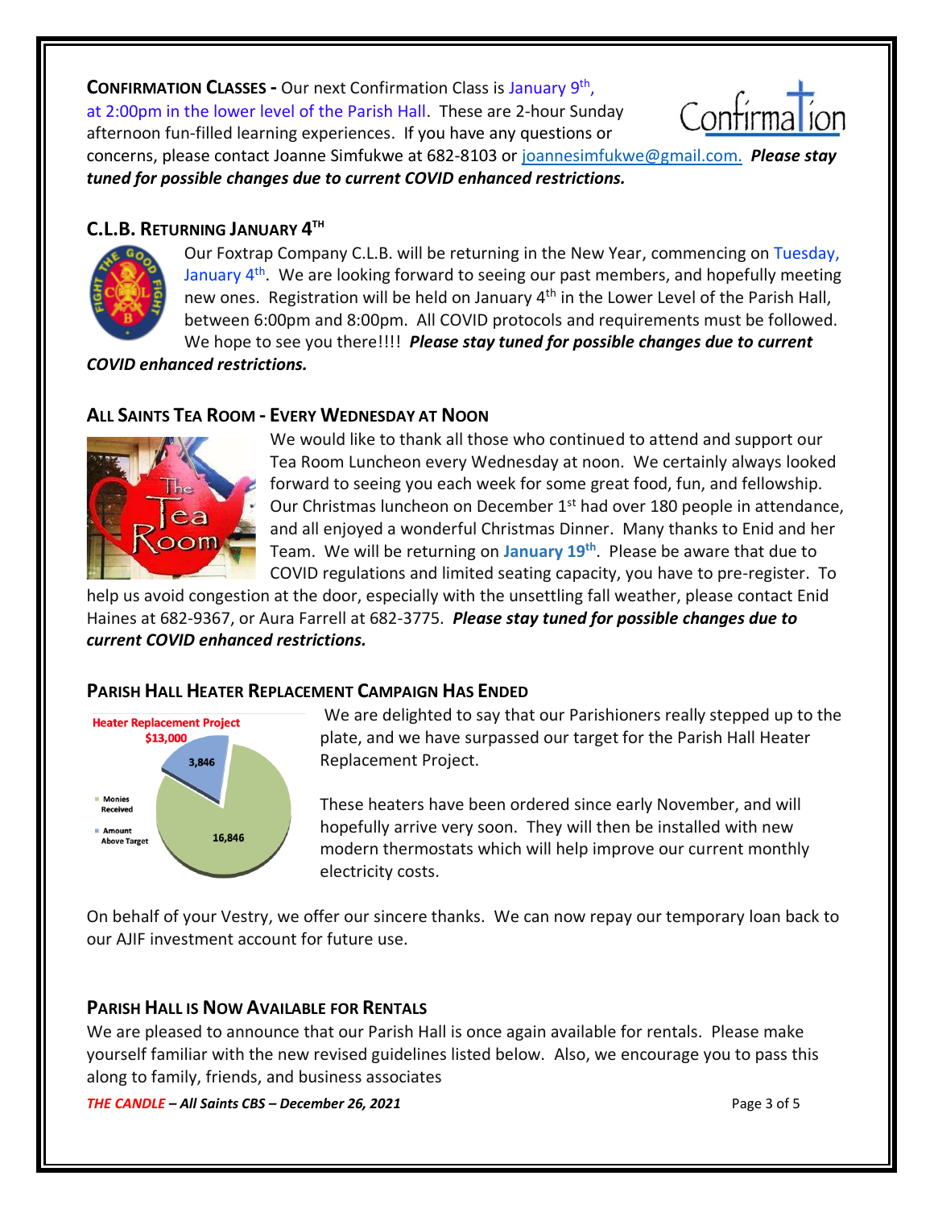**CONFIRMATION CLASSES -** Our next Confirmation Class is January 9th, at 2:00pm in the lower level of the Parish Hall. These are 2-hour Sunday afternoon fun-filled learning experiences. If you have any questions or concerns, please contact Joanne Simfukwe at 682-8103 or joannesimfukwe@gmail.com. ***Please stay tuned for possible changes due to current COVID enhanced restrictions.***

## C.L.B. RETURNING JANUARY 4TH

Our Foxtrap Company C.L.B. will be returning in the New Year, commencing on Tuesday, January 4th. We are looking forward to seeing our past members, and hopefully meeting new ones. Registration will be held on January 4th in the Lower Level of the Parish Hall, between 6:00pm and 8:00pm. All COVID protocols and requirements must be followed. We hope to see you there!!!! ***Please stay tuned for possible changes due to current COVID enhanced restrictions.***

## ALL SAINTS TEA ROOM - EVERY WEDNESDAY AT NOON

We would like to thank all those who continued to attend and support our Tea Room Luncheon every Wednesday at noon. We certainly always looked forward to seeing you each week for some great food, fun, and fellowship. Our Christmas luncheon on December 1st had over 180 people in attendance, and all enjoyed a wonderful Christmas Dinner. Many thanks to Enid and her Team. We will be returning on **January 19th**. Please be aware that due to COVID regulations and limited seating capacity, you have to pre-register. To help us avoid congestion at the door, especially with the unsettling fall weather, please contact Enid Haines at 682-9367, or Aura Farrell at 682-3775. ***Please stay tuned for possible changes due to current COVID enhanced restrictions.***

## PARISH HALL HEATER REPLACEMENT CAMPAIGN HAS ENDED

Heater Replacement Project
$13,000

| | |
|---|---|
| Monies Received | 16,846 |
| Amount Above Target | 3,846 |

We are delighted to say that our Parishioners really stepped up to the plate, and we have surpassed our target for the Parish Hall Heater Replacement Project.

These heaters have been ordered since early November, and will hopefully arrive very soon. They will then be installed with new modern thermostats which will help improve our current monthly electricity costs.

On behalf of your Vestry, we offer our sincere thanks. We can now repay our temporary loan back to our AJIF investment account for future use.

## PARISH HALL IS NOW AVAILABLE FOR RENTALS

We are pleased to announce that our Parish Hall is once again available for rentals. Please make yourself familiar with the new revised guidelines listed below. Also, we encourage you to pass this along to family, friends, and business associates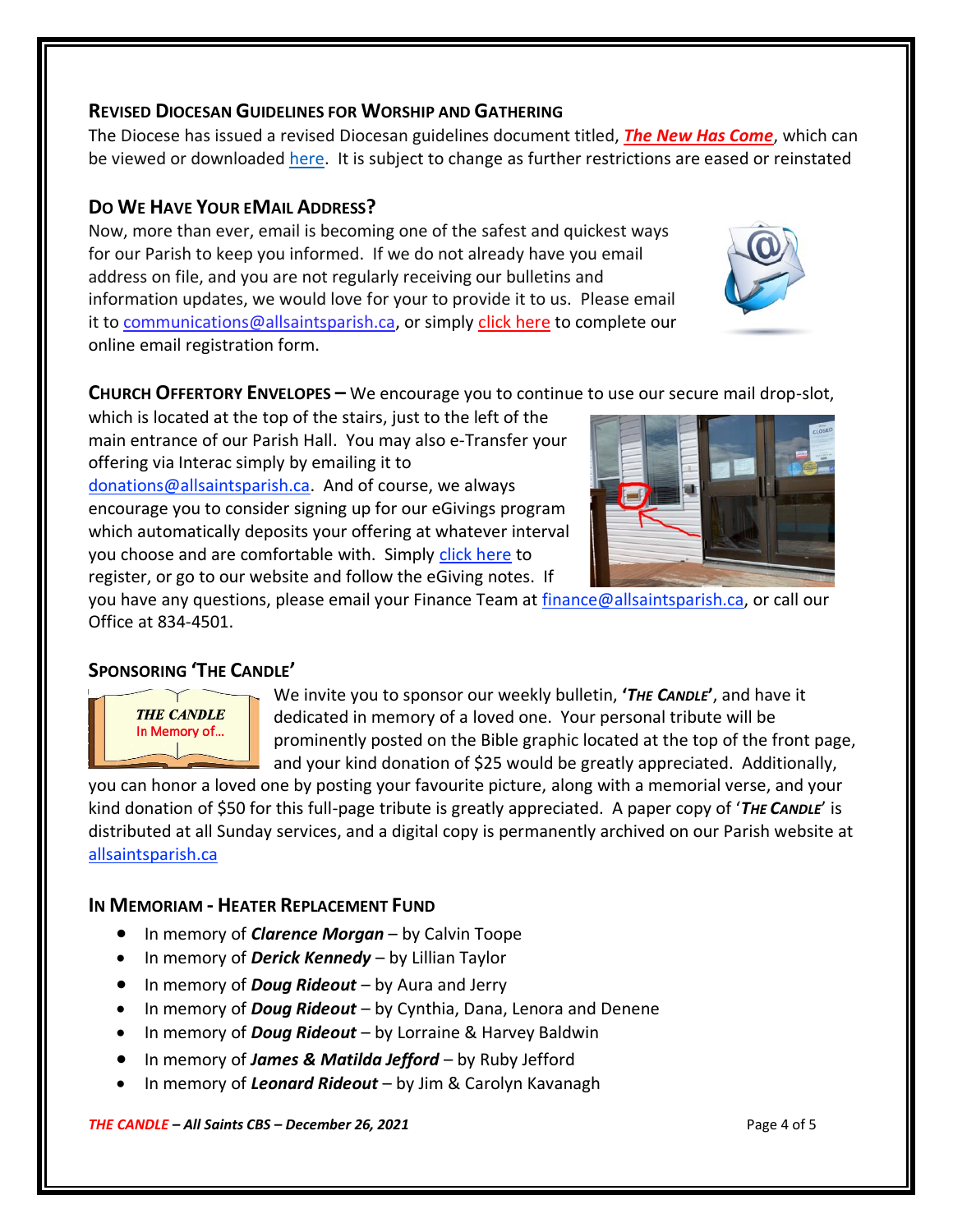## Revised Diocesan Guidelines for Worship and Gathering

The Diocese has issued a revised Diocesan guidelines document titled, ***The New Has Come***, which can be viewed or downloaded here. It is subject to change as further restrictions are eased or reinstated

## Do We Have Your eMail Address?

Now, more than ever, email is becoming one of the safest and quickest ways for our Parish to keep you informed. If we do not already have you email address on file, and you are not regularly receiving our bulletins and information updates, we would love for your to provide it to us. Please email it to communications@allsaintsparish.ca, or simply click here to complete our online email registration form.

**Church Offertory Envelopes –** We encourage you to continue to use our secure mail drop-slot, which is located at the top of the stairs, just to the left of the main entrance of our Parish Hall. You may also e-Transfer your offering via Interac simply by emailing it to donations@allsaintsparish.ca. And of course, we always encourage you to consider signing up for our eGivings program which automatically deposits your offering at whatever interval you choose and are comfortable with. Simply click here to register, or go to our website and follow the eGiving notes. If you have any questions, please email your Finance Team at finance@allsaintsparish.ca, or call our Office at 834-4501.

## Sponsoring 'The Candle'

We invite you to sponsor our weekly bulletin, **'*The Candle*'**, and have it dedicated in memory of a loved one. Your personal tribute will be prominently posted on the Bible graphic located at the top of the front page, and your kind donation of $25 would be greatly appreciated. Additionally, you can honor a loved one by posting your favourite picture, along with a memorial verse, and your kind donation of $50 for this full-page tribute is greatly appreciated. A paper copy of '***The Candle***' is distributed at all Sunday services, and a digital copy is permanently archived on our Parish website at allsaintsparish.ca

## In Memoriam - Heater Replacement Fund

- In memory of ***Clarence Morgan*** – by Calvin Toope
- In memory of ***Derick Kennedy*** – by Lillian Taylor
- In memory of ***Doug Rideout*** – by Aura and Jerry
- In memory of ***Doug Rideout*** – by Cynthia, Dana, Lenora and Denene
- In memory of ***Doug Rideout*** – by Lorraine & Harvey Baldwin
- In memory of ***James & Matilda Jefford*** – by Ruby Jefford
- In memory of ***Leonard Rideout*** – by Jim & Carolyn Kavanagh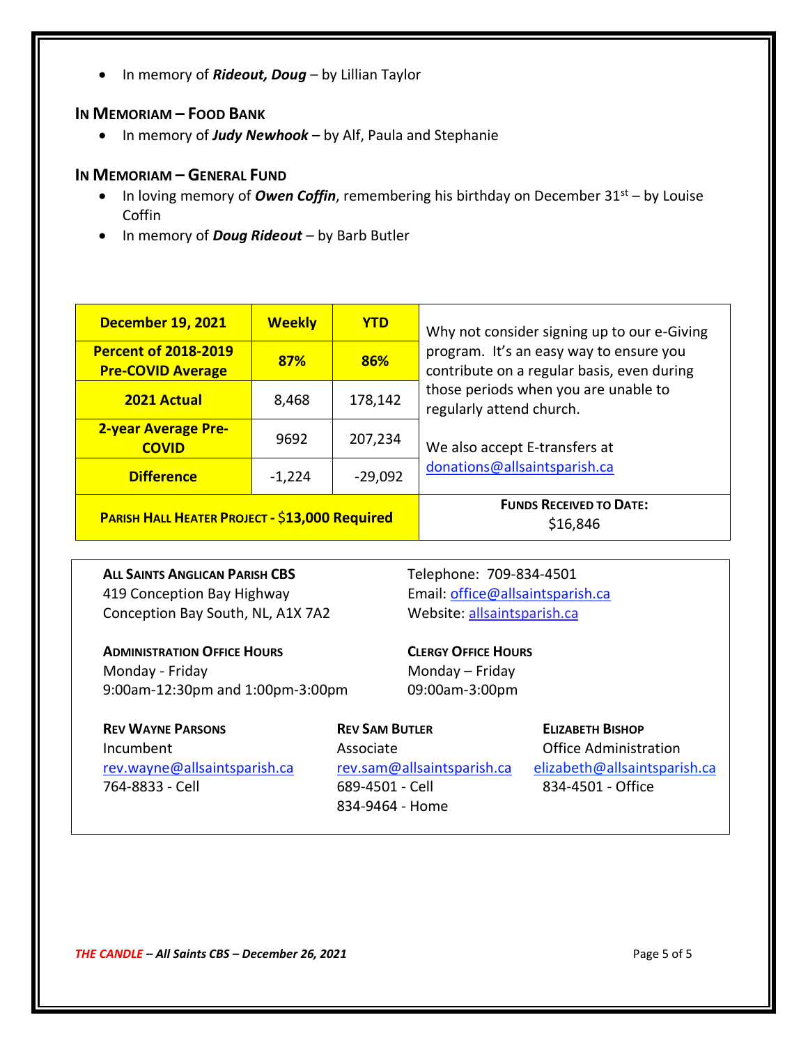- In memory of ***Rideout, Doug*** – by Lillian Taylor

### In Memoriam – Food Bank

- In memory of ***Judy Newhook*** – by Alf, Paula and Stephanie

### In Memoriam – General Fund

- In loving memory of ***Owen Coffin***, remembering his birthday on December 31st – by Louise Coffin
- In memory of ***Doug Rideout*** – by Barb Butler

| December 19, 2021 | Weekly | YTD |
|---|---|---|
| **Percent of 2018-2019 Pre-COVID Average** | **87%** | **86%** |
| **2021 Actual** | 8,468 | 178,142 |
| **2-year Average Pre-COVID** | 9692 | 207,234 |
| **Difference** | -1,224 | -29,092 |

Why not consider signing up to our e-Giving program. It's an easy way to ensure you contribute on a regular basis, even during those periods when you are unable to regularly attend church.

We also accept E-transfers at donations@allsaintsparish.ca

| Parish Hall Heater Project - $13,000 Required | Funds Received to Date: $16,846 |
|---|---|

**All Saints Anglican Parish CBS**
419 Conception Bay Highway
Conception Bay South, NL, A1X 7A2

Telephone: 709-834-4501
Email: office@allsaintsparish.ca
Website: allsaintsparish.ca

**Administration Office Hours**
Monday - Friday
9:00am-12:30pm and 1:00pm-3:00pm

**Clergy Office Hours**
Monday – Friday
09:00am-3:00pm

**Rev Wayne Parsons**
Incumbent
rev.wayne@allsaintsparish.ca
764-8833 - Cell

**Rev Sam Butler**
Associate
rev.sam@allsaintsparish.ca
689-4501 - Cell
834-9464 - Home

**Elizabeth Bishop**
Office Administration
elizabeth@allsaintsparish.ca
834-4501 - Office